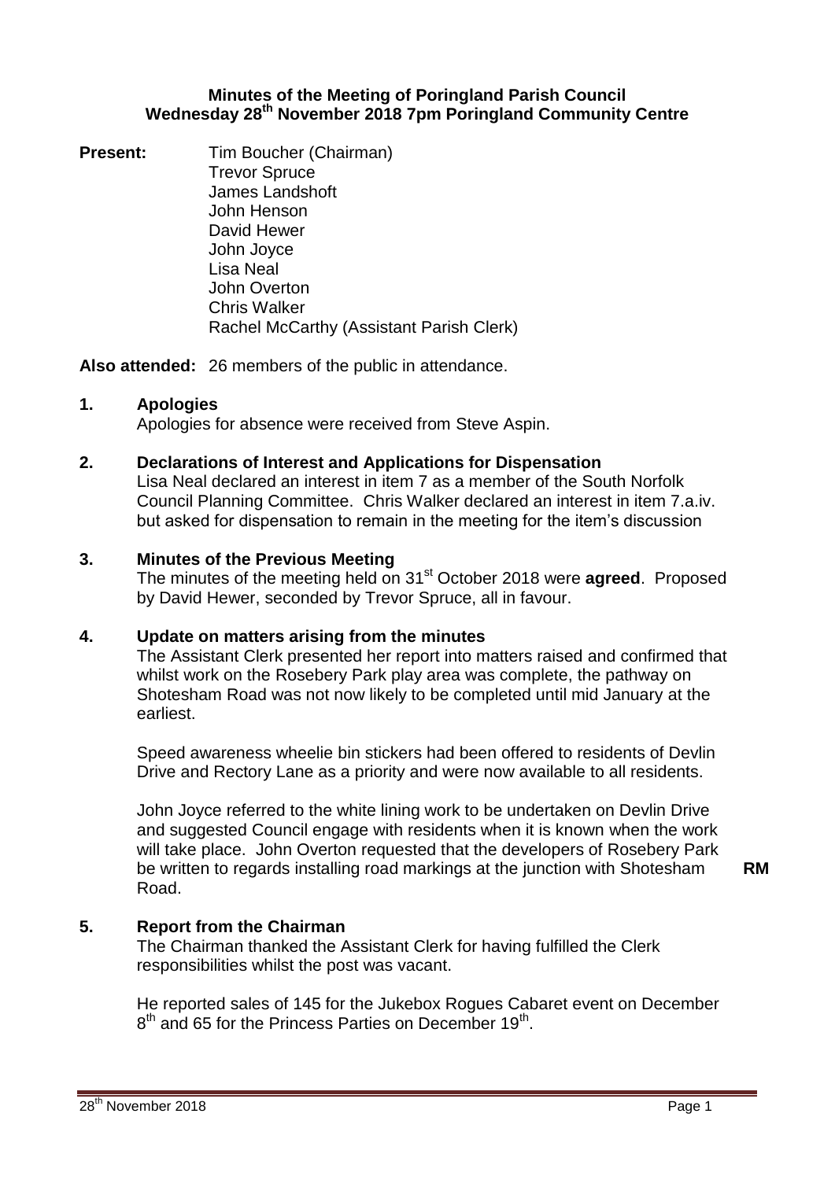# Minutes of the Meeting of Poringland Parish Council
## Wednesday 28th November 2018 7pm Poringland Community Centre

**Present:** Tim Boucher (Chairman)
Trevor Spruce
James Landshoft
John Henson
David Hewer
John Joyce
Lisa Neal
John Overton
Chris Walker
Rachel McCarthy (Assistant Parish Clerk)

**Also attended:** 26 members of the public in attendance.

**1. Apologies**

Apologies for absence were received from Steve Aspin.

**2. Declarations of Interest and Applications for Dispensation**

Lisa Neal declared an interest in item 7 as a member of the South Norfolk Council Planning Committee. Chris Walker declared an interest in item 7.a.iv. but asked for dispensation to remain in the meeting for the item's discussion

**3. Minutes of the Previous Meeting**

The minutes of the meeting held on 31st October 2018 were **agreed**. Proposed by David Hewer, seconded by Trevor Spruce, all in favour.

**4. Update on matters arising from the minutes**

The Assistant Clerk presented her report into matters raised and confirmed that whilst work on the Rosebery Park play area was complete, the pathway on Shotesham Road was not now likely to be completed until mid January at the earliest.

Speed awareness wheelie bin stickers had been offered to residents of Devlin Drive and Rectory Lane as a priority and were now available to all residents.

John Joyce referred to the white lining work to be undertaken on Devlin Drive and suggested Council engage with residents when it is known when the work will take place. John Overton requested that the developers of Rosebery Park be written to regards installing road markings at the junction with Shotesham Road. **RM**

**5. Report from the Chairman**

The Chairman thanked the Assistant Clerk for having fulfilled the Clerk responsibilities whilst the post was vacant.

He reported sales of 145 for the Jukebox Rogues Cabaret event on December 8th and 65 for the Princess Parties on December 19th.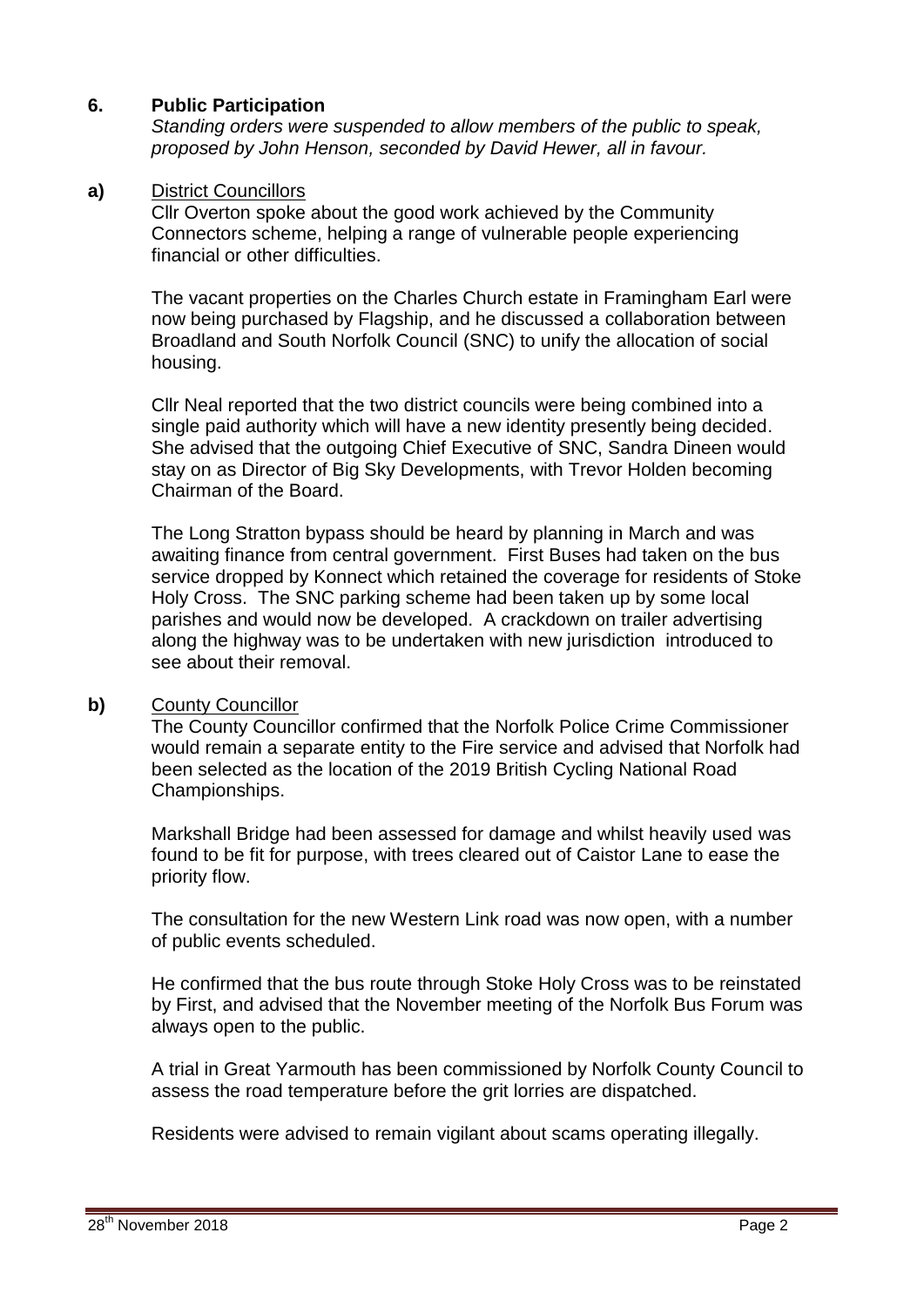## 6. Public Participation

*Standing orders were suspended to allow members of the public to speak, proposed by John Henson, seconded by David Hewer, all in favour.*

**a)** District Councillors

Cllr Overton spoke about the good work achieved by the Community Connectors scheme, helping a range of vulnerable people experiencing financial or other difficulties.

The vacant properties on the Charles Church estate in Framingham Earl were now being purchased by Flagship, and he discussed a collaboration between Broadland and South Norfolk Council (SNC) to unify the allocation of social housing.

Cllr Neal reported that the two district councils were being combined into a single paid authority which will have a new identity presently being decided. She advised that the outgoing Chief Executive of SNC, Sandra Dineen would stay on as Director of Big Sky Developments, with Trevor Holden becoming Chairman of the Board.

The Long Stratton bypass should be heard by planning in March and was awaiting finance from central government. First Buses had taken on the bus service dropped by Konnect which retained the coverage for residents of Stoke Holy Cross. The SNC parking scheme had been taken up by some local parishes and would now be developed. A crackdown on trailer advertising along the highway was to be undertaken with new jurisdiction introduced to see about their removal.

**b)** County Councillor

The County Councillor confirmed that the Norfolk Police Crime Commissioner would remain a separate entity to the Fire service and advised that Norfolk had been selected as the location of the 2019 British Cycling National Road Championships.

Markshall Bridge had been assessed for damage and whilst heavily used was found to be fit for purpose, with trees cleared out of Caistor Lane to ease the priority flow.

The consultation for the new Western Link road was now open, with a number of public events scheduled.

He confirmed that the bus route through Stoke Holy Cross was to be reinstated by First, and advised that the November meeting of the Norfolk Bus Forum was always open to the public.

A trial in Great Yarmouth has been commissioned by Norfolk County Council to assess the road temperature before the grit lorries are dispatched.

Residents were advised to remain vigilant about scams operating illegally.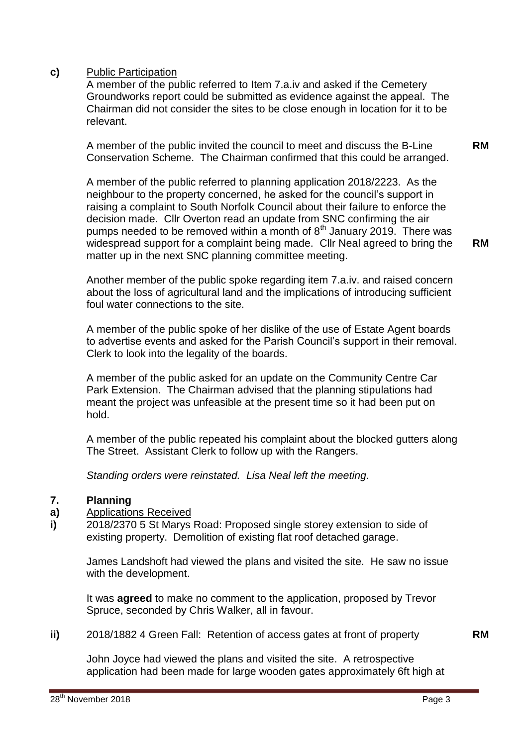**c)** Public Participation

A member of the public referred to Item 7.a.iv and asked if the Cemetery Groundworks report could be submitted as evidence against the appeal. The Chairman did not consider the sites to be close enough in location for it to be relevant.

A member of the public invited the council to meet and discuss the B-Line Conservation Scheme. The Chairman confirmed that this could be arranged. **RM**

A member of the public referred to planning application 2018/2223. As the neighbour to the property concerned, he asked for the council's support in raising a complaint to South Norfolk Council about their failure to enforce the decision made. Cllr Overton read an update from SNC confirming the air pumps needed to be removed within a month of 8th January 2019. There was widespread support for a complaint being made. Cllr Neal agreed to bring the matter up in the next SNC planning committee meeting. **RM**

Another member of the public spoke regarding item 7.a.iv. and raised concern about the loss of agricultural land and the implications of introducing sufficient foul water connections to the site.

A member of the public spoke of her dislike of the use of Estate Agent boards to advertise events and asked for the Parish Council's support in their removal. Clerk to look into the legality of the boards.

A member of the public asked for an update on the Community Centre Car Park Extension. The Chairman advised that the planning stipulations had meant the project was unfeasible at the present time so it had been put on hold.

A member of the public repeated his complaint about the blocked gutters along The Street. Assistant Clerk to follow up with the Rangers.

*Standing orders were reinstated. Lisa Neal left the meeting.*

## 7. Planning

**a)** Applications Received

**i)** 2018/2370 5 St Marys Road: Proposed single storey extension to side of existing property. Demolition of existing flat roof detached garage.

James Landshoft had viewed the plans and visited the site. He saw no issue with the development.

It was **agreed** to make no comment to the application, proposed by Trevor Spruce, seconded by Chris Walker, all in favour.

**ii)** 2018/1882 4 Green Fall: Retention of access gates at front of property **RM**

John Joyce had viewed the plans and visited the site. A retrospective application had been made for large wooden gates approximately 6ft high at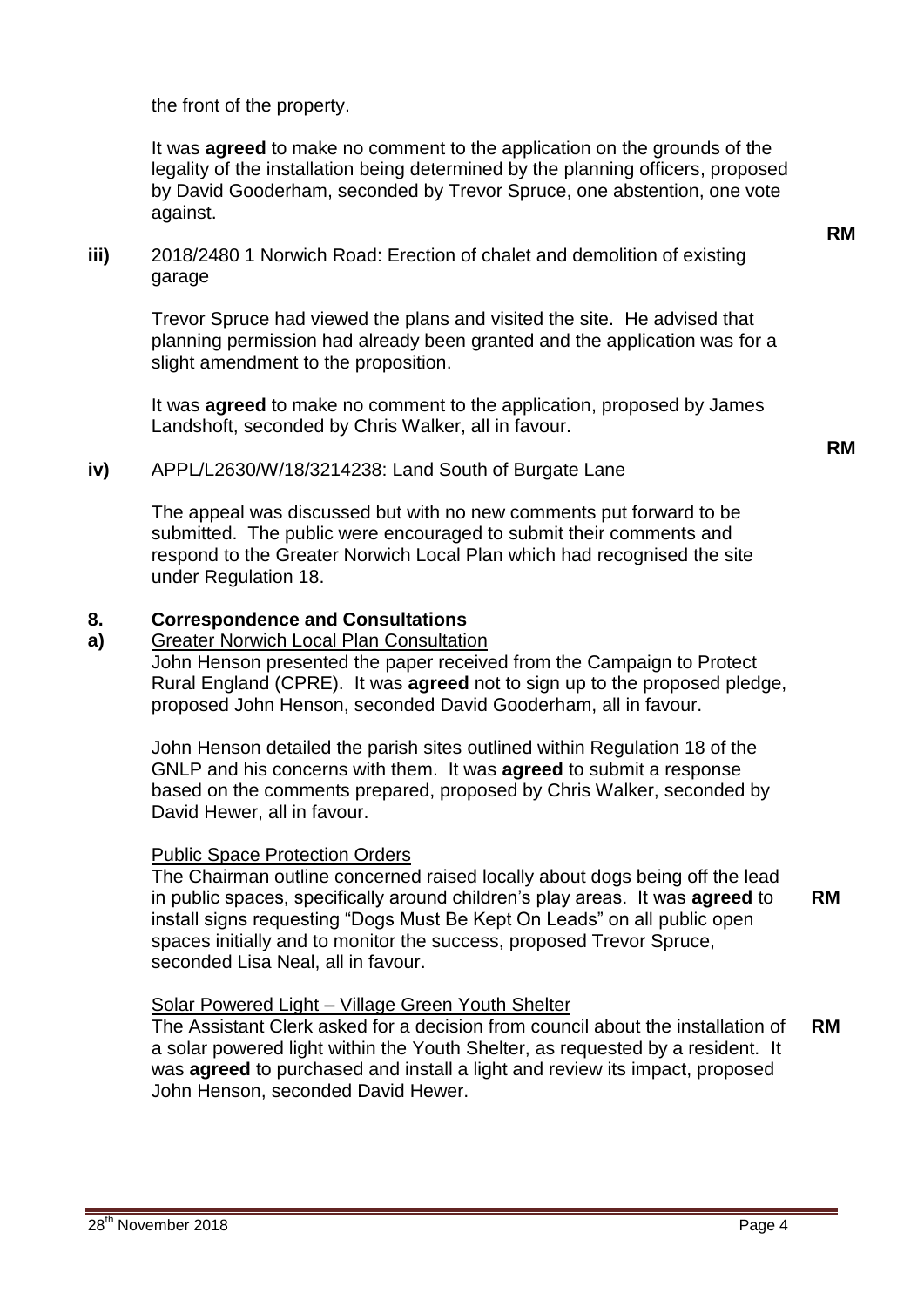the front of the property.

It was **agreed** to make no comment to the application on the grounds of the legality of the installation being determined by the planning officers, proposed by David Gooderham, seconded by Trevor Spruce, one abstention, one vote against.

**RM**

**iii)** 2018/2480 1 Norwich Road: Erection of chalet and demolition of existing garage

Trevor Spruce had viewed the plans and visited the site. He advised that planning permission had already been granted and the application was for a slight amendment to the proposition.

It was **agreed** to make no comment to the application, proposed by James Landshoft, seconded by Chris Walker, all in favour.

**RM**

**iv)** APPL/L2630/W/18/3214238: Land South of Burgate Lane

The appeal was discussed but with no new comments put forward to be submitted. The public were encouraged to submit their comments and respond to the Greater Norwich Local Plan which had recognised the site under Regulation 18.

## 8. Correspondence and Consultations

**a)** Greater Norwich Local Plan Consultation

John Henson presented the paper received from the Campaign to Protect Rural England (CPRE). It was **agreed** not to sign up to the proposed pledge, proposed John Henson, seconded David Gooderham, all in favour.

John Henson detailed the parish sites outlined within Regulation 18 of the GNLP and his concerns with them. It was **agreed** to submit a response based on the comments prepared, proposed by Chris Walker, seconded by David Hewer, all in favour.

Public Space Protection Orders

The Chairman outline concerned raised locally about dogs being off the lead in public spaces, specifically around children's play areas. It was **agreed** to install signs requesting "Dogs Must Be Kept On Leads" on all public open spaces initially and to monitor the success, proposed Trevor Spruce, seconded Lisa Neal, all in favour. **RM**

Solar Powered Light – Village Green Youth Shelter

The Assistant Clerk asked for a decision from council about the installation of a solar powered light within the Youth Shelter, as requested by a resident. It was **agreed** to purchased and install a light and review its impact, proposed John Henson, seconded David Hewer. **RM**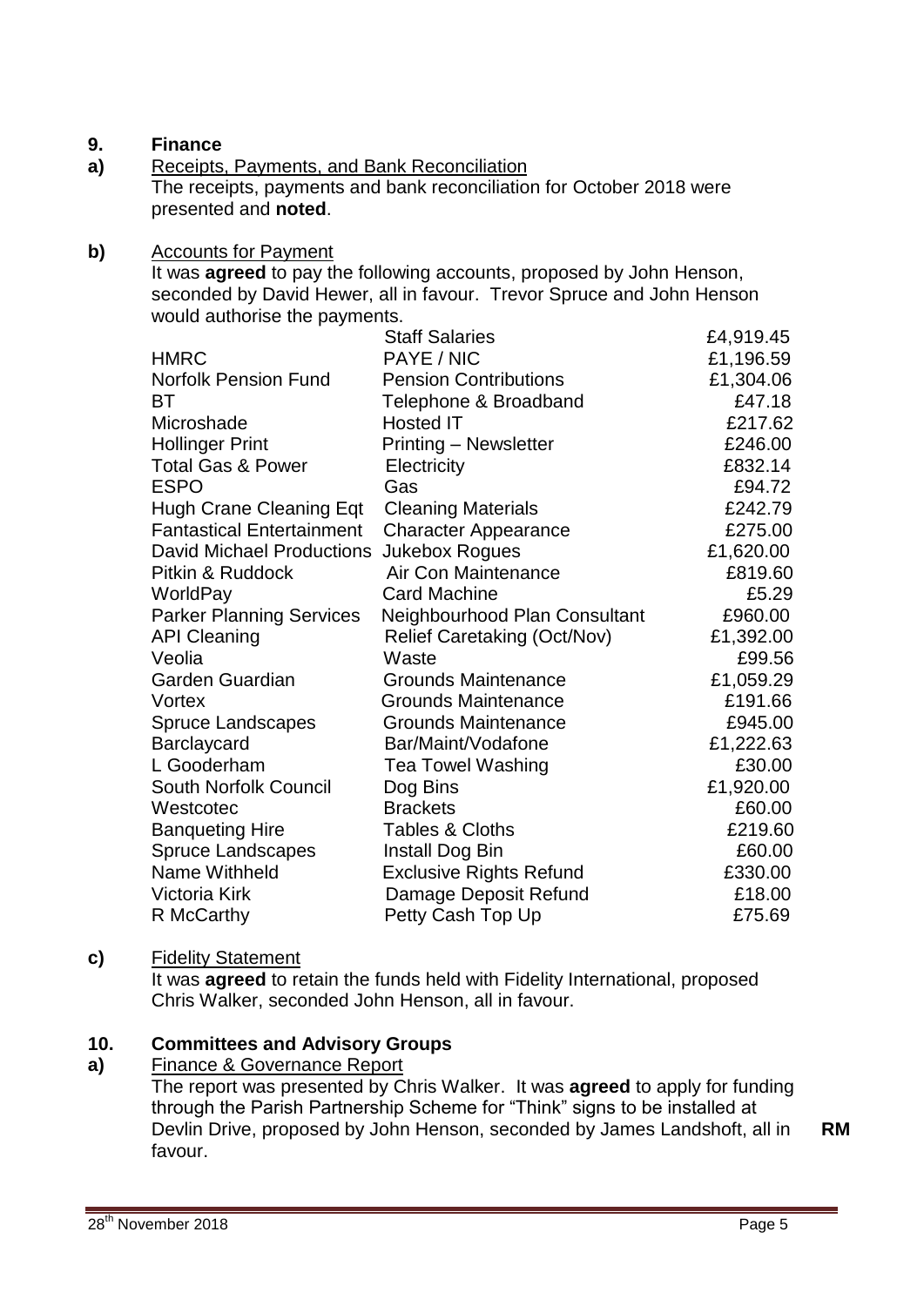## 9. Finance

**a)** Receipts, Payments, and Bank Reconciliation

The receipts, payments and bank reconciliation for October 2018 were presented and **noted**.

**b)** Accounts for Payment

It was **agreed** to pay the following accounts, proposed by John Henson, seconded by David Hewer, all in favour. Trevor Spruce and John Henson would authorise the payments.

| | | |
|---|---|---|
| | Staff Salaries | £4,919.45 |
| HMRC | PAYE / NIC | £1,196.59 |
| Norfolk Pension Fund | Pension Contributions | £1,304.06 |
| BT | Telephone & Broadband | £47.18 |
| Microshade | Hosted IT | £217.62 |
| Hollinger Print | Printing – Newsletter | £246.00 |
| Total Gas & Power | Electricity | £832.14 |
| ESPO | Gas | £94.72 |
| Hugh Crane Cleaning Eqt | Cleaning Materials | £242.79 |
| Fantastical Entertainment | Character Appearance | £275.00 |
| David Michael Productions | Jukebox Rogues | £1,620.00 |
| Pitkin & Ruddock | Air Con Maintenance | £819.60 |
| WorldPay | Card Machine | £5.29 |
| Parker Planning Services | Neighbourhood Plan Consultant | £960.00 |
| API Cleaning | Relief Caretaking (Oct/Nov) | £1,392.00 |
| Veolia | Waste | £99.56 |
| Garden Guardian | Grounds Maintenance | £1,059.29 |
| Vortex | Grounds Maintenance | £191.66 |
| Spruce Landscapes | Grounds Maintenance | £945.00 |
| Barclaycard | Bar/Maint/Vodafone | £1,222.63 |
| L Gooderham | Tea Towel Washing | £30.00 |
| South Norfolk Council | Dog Bins | £1,920.00 |
| Westcotec | Brackets | £60.00 |
| Banqueting Hire | Tables & Cloths | £219.60 |
| Spruce Landscapes | Install Dog Bin | £60.00 |
| Name Withheld | Exclusive Rights Refund | £330.00 |
| Victoria Kirk | Damage Deposit Refund | £18.00 |
| R McCarthy | Petty Cash Top Up | £75.69 |

**c)** Fidelity Statement

It was **agreed** to retain the funds held with Fidelity International, proposed Chris Walker, seconded John Henson, all in favour.

## 10. Committees and Advisory Groups

**a)** Finance & Governance Report

The report was presented by Chris Walker. It was **agreed** to apply for funding through the Parish Partnership Scheme for "Think" signs to be installed at Devlin Drive, proposed by John Henson, seconded by James Landshoft, all in favour. **RM**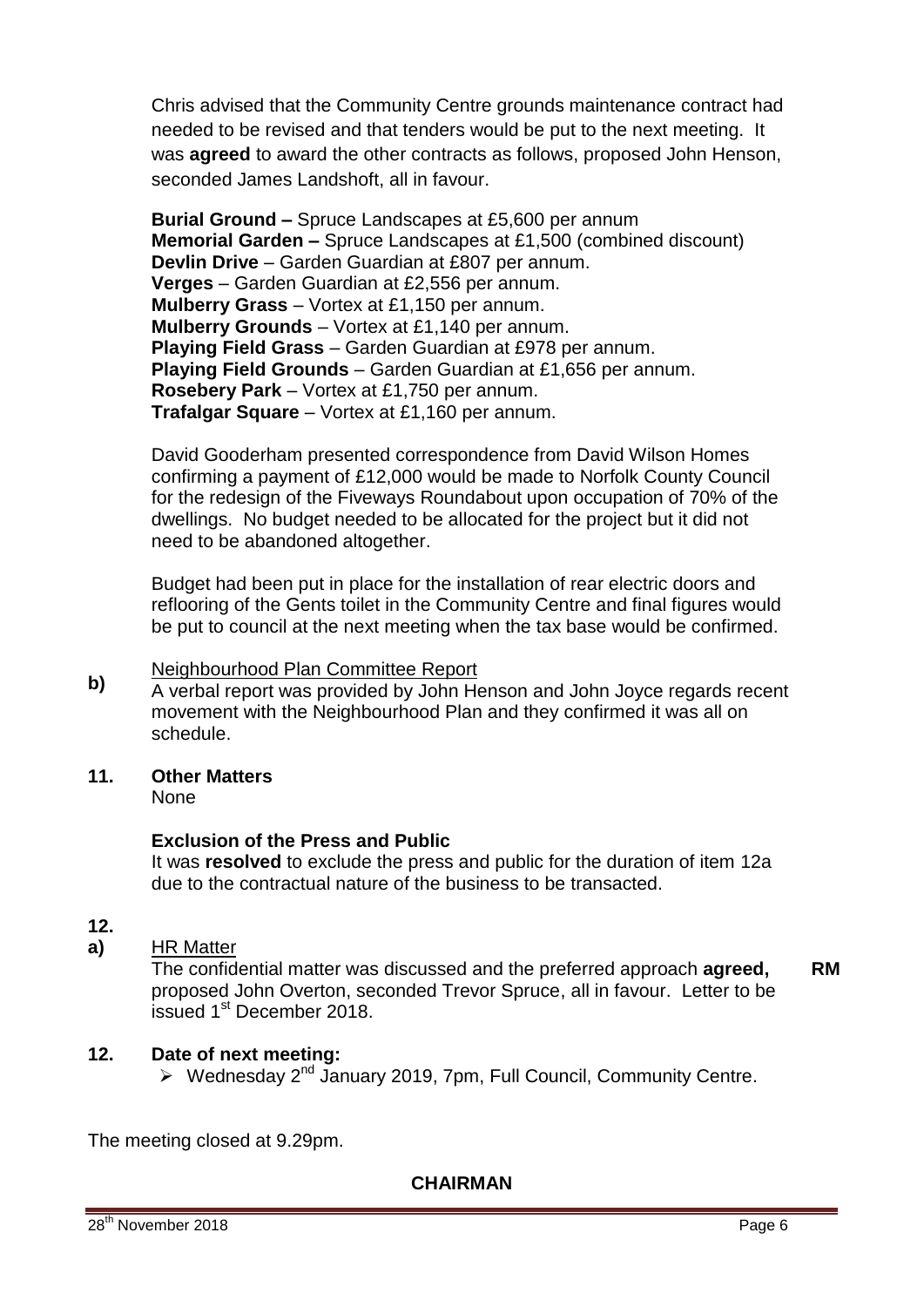Chris advised that the Community Centre grounds maintenance contract had needed to be revised and that tenders would be put to the next meeting. It was **agreed** to award the other contracts as follows, proposed John Henson, seconded James Landshoft, all in favour.

**Burial Ground –** Spruce Landscapes at £5,600 per annum
**Memorial Garden –** Spruce Landscapes at £1,500 (combined discount)
**Devlin Drive** – Garden Guardian at £807 per annum.
**Verges** – Garden Guardian at £2,556 per annum.
**Mulberry Grass** – Vortex at £1,150 per annum.
**Mulberry Grounds** – Vortex at £1,140 per annum.
**Playing Field Grass** – Garden Guardian at £978 per annum.
**Playing Field Grounds** – Garden Guardian at £1,656 per annum.
**Rosebery Park** – Vortex at £1,750 per annum.
**Trafalgar Square** – Vortex at £1,160 per annum.

David Gooderham presented correspondence from David Wilson Homes confirming a payment of £12,000 would be made to Norfolk County Council for the redesign of the Fiveways Roundabout upon occupation of 70% of the dwellings. No budget needed to be allocated for the project but it did not need to be abandoned altogether.

Budget had been put in place for the installation of rear electric doors and reflooring of the Gents toilet in the Community Centre and final figures would be put to council at the next meeting when the tax base would be confirmed.

**b)** Neighbourhood Plan Committee Report

A verbal report was provided by John Henson and John Joyce regards recent movement with the Neighbourhood Plan and they confirmed it was all on schedule.

**11. Other Matters**

None

**Exclusion of the Press and Public**

It was **resolved** to exclude the press and public for the duration of item 12a due to the contractual nature of the business to be transacted.

**12.**

**a)** HR Matter

The confidential matter was discussed and the preferred approach **agreed,** proposed John Overton, seconded Trevor Spruce, all in favour. Letter to be issued 1st December 2018. **RM**

**12. Date of next meeting:**

- Wednesday 2nd January 2019, 7pm, Full Council, Community Centre.

The meeting closed at 9.29pm.

**CHAIRMAN**